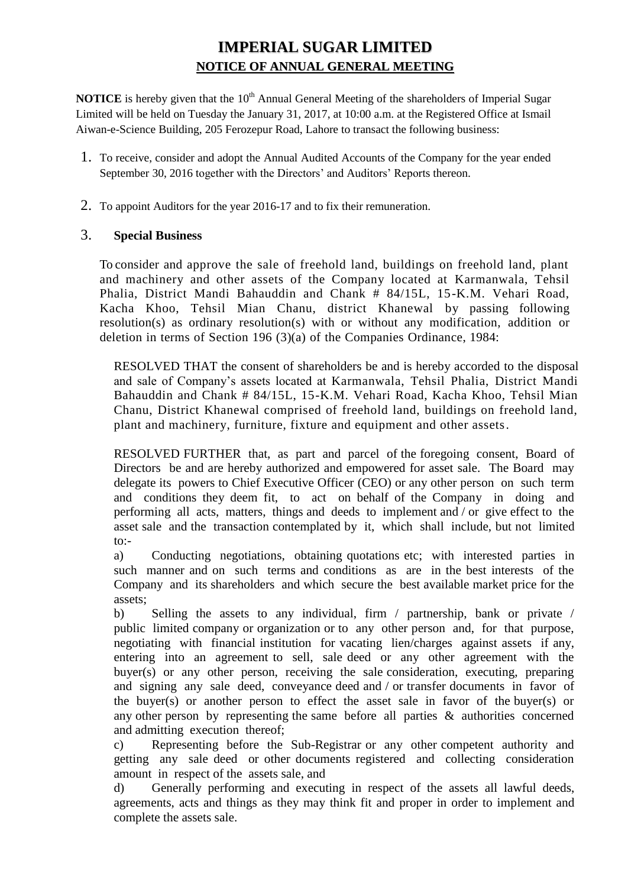# IMPERIAL SUGAR LIMITED

## NOTICE OF ANNUAL GENERAL MEETING

**NOTICE** is hereby given that the 10th Annual General Meeting of the shareholders of Imperial Sugar Limited will be held on Tuesday the January 31, 2017, at 10:00 a.m. at the Registered Office at Ismail Aiwan-e-Science Building, 205 Ferozepur Road, Lahore to transact the following business:

1. To receive, consider and adopt the Annual Audited Accounts of the Company for the year ended September 30, 2016 together with the Directors' and Auditors' Reports thereon.

2. To appoint Auditors for the year 2016-17 and to fix their remuneration.

3. **Special Business**

   To consider and approve the sale of freehold land, buildings on freehold land, plant and machinery and other assets of the Company located at Karmanwala, Tehsil Phalia, District Mandi Bahauddin and Chank # 84/15L, 15-K.M. Vehari Road, Kacha Khoo, Tehsil Mian Chanu, district Khanewal by passing following resolution(s) as ordinary resolution(s) with or without any modification, addition or deletion in terms of Section 196 (3)(a) of the Companies Ordinance, 1984:

   RESOLVED THAT the consent of shareholders be and is hereby accorded to the disposal and sale of Company's assets located at Karmanwala, Tehsil Phalia, District Mandi Bahauddin and Chank # 84/15L, 15-K.M. Vehari Road, Kacha Khoo, Tehsil Mian Chanu, District Khanewal comprised of freehold land, buildings on freehold land, plant and machinery, furniture, fixture and equipment and other assets.

   RESOLVED FURTHER that, as part and parcel of the foregoing consent, Board of Directors be and are hereby authorized and empowered for asset sale. The Board may delegate its powers to Chief Executive Officer (CEO) or any other person on such term and conditions they deem fit, to act on behalf of the Company in doing and performing all acts, matters, things and deeds to implement and / or give effect to the asset sale and the transaction contemplated by it, which shall include, but not limited to:-

   a) Conducting negotiations, obtaining quotations etc; with interested parties in such manner and on such terms and conditions as are in the best interests of the Company and its shareholders and which secure the best available market price for the assets;

   b) Selling the assets to any individual, firm / partnership, bank or private / public limited company or organization or to any other person and, for that purpose, negotiating with financial institution for vacating lien/charges against assets if any, entering into an agreement to sell, sale deed or any other agreement with the buyer(s) or any other person, receiving the sale consideration, executing, preparing and signing any sale deed, conveyance deed and / or transfer documents in favor of the buyer(s) or another person to effect the asset sale in favor of the buyer(s) or any other person by representing the same before all parties & authorities concerned and admitting execution thereof;

   c) Representing before the Sub-Registrar or any other competent authority and getting any sale deed or other documents registered and collecting consideration amount in respect of the assets sale, and

   d) Generally performing and executing in respect of the assets all lawful deeds, agreements, acts and things as they may think fit and proper in order to implement and complete the assets sale.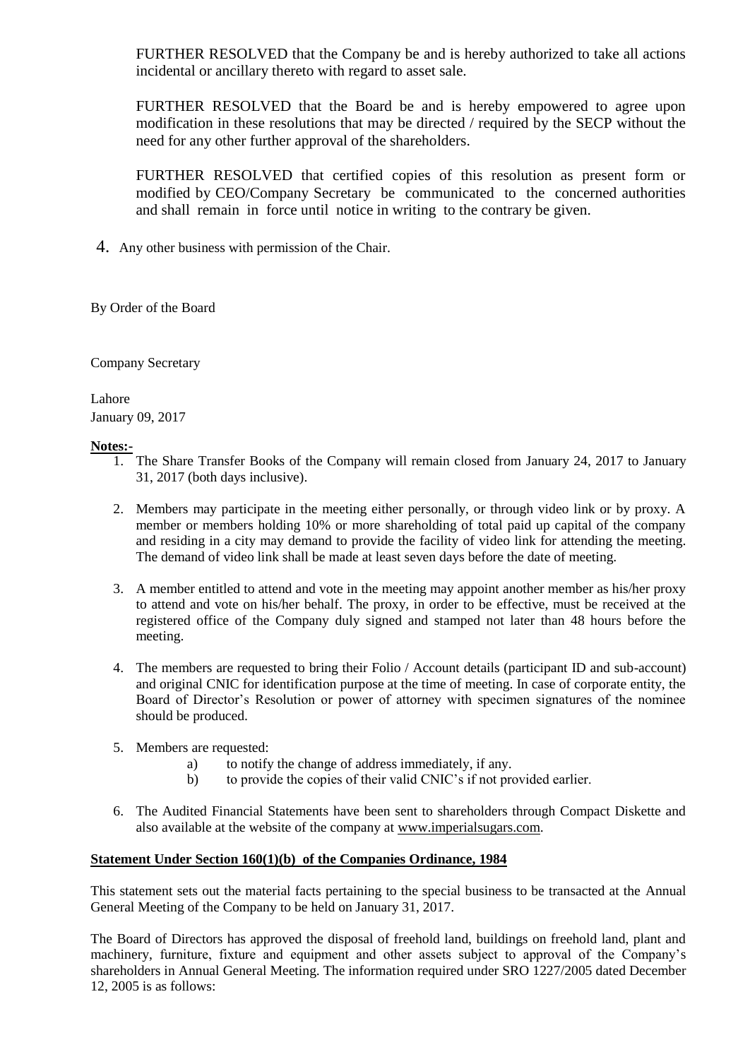FURTHER RESOLVED that the Company be and is hereby authorized to take all actions incidental or ancillary thereto with regard to asset sale.

FURTHER RESOLVED that the Board be and is hereby empowered to agree upon modification in these resolutions that may be directed / required by the SECP without the need for any other further approval of the shareholders.

FURTHER RESOLVED that certified copies of this resolution as present form or modified by CEO/Company Secretary be communicated to the concerned authorities and shall remain in force until notice in writing to the contrary be given.

4. Any other business with permission of the Chair.

By Order of the Board

Company Secretary

Lahore
January 09, 2017

**Notes:-**

1. The Share Transfer Books of the Company will remain closed from January 24, 2017 to January 31, 2017 (both days inclusive).

2. Members may participate in the meeting either personally, or through video link or by proxy. A member or members holding 10% or more shareholding of total paid up capital of the company and residing in a city may demand to provide the facility of video link for attending the meeting. The demand of video link shall be made at least seven days before the date of meeting.

3. A member entitled to attend and vote in the meeting may appoint another member as his/her proxy to attend and vote on his/her behalf. The proxy, in order to be effective, must be received at the registered office of the Company duly signed and stamped not later than 48 hours before the meeting.

4. The members are requested to bring their Folio / Account details (participant ID and sub-account) and original CNIC for identification purpose at the time of meeting. In case of corporate entity, the Board of Director's Resolution or power of attorney with specimen signatures of the nominee should be produced.

5. Members are requested:
   a) to notify the change of address immediately, if any.
   b) to provide the copies of their valid CNIC's if not provided earlier.

6. The Audited Financial Statements have been sent to shareholders through Compact Diskette and also available at the website of the company at www.imperialsugars.com.

**Statement Under Section 160(1)(b) of the Companies Ordinance, 1984**

This statement sets out the material facts pertaining to the special business to be transacted at the Annual General Meeting of the Company to be held on January 31, 2017.

The Board of Directors has approved the disposal of freehold land, buildings on freehold land, plant and machinery, furniture, fixture and equipment and other assets subject to approval of the Company's shareholders in Annual General Meeting. The information required under SRO 1227/2005 dated December 12, 2005 is as follows: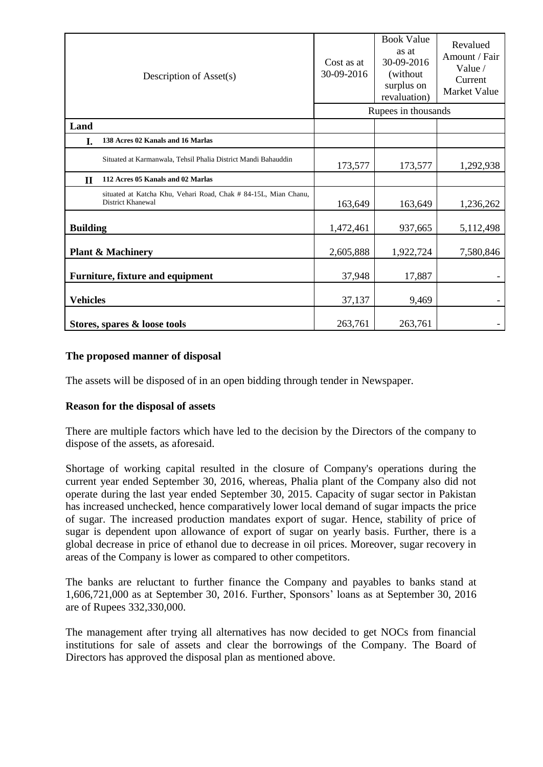| Description of Asset(s) | | Cost as at 30-09-2016 | Book Value as at 30-09-2016 (without surplus on revaluation) | Revalued Amount / Fair Value / Current Market Value |
|---|---|---|---|---|
| | | Rupees in thousands | | |
| **Land** | | | | |
| **I.** | **138 Acres 02 Kanals and 16 Marlas** | | | |
| | Situated at Karmanwala, Tehsil Phalia District Mandi Bahauddin | 173,577 | 173,577 | 1,292,938 |
| **II** | **112 Acres 05 Kanals and 02 Marlas** | | | |
| | situated at Katcha Khu, Vehari Road, Chak # 84-15L, Mian Chanu, District Khanewal | 163,649 | 163,649 | 1,236,262 |
| **Building** | | 1,472,461 | 937,665 | 5,112,498 |
| **Plant & Machinery** | | 2,605,888 | 1,922,724 | 7,580,846 |
| **Furniture, fixture and equipment** | | 37,948 | 17,887 | - |
| **Vehicles** | | 37,137 | 9,469 | - |
| **Stores, spares & loose tools** | | 263,761 | 263,761 | - |

**The proposed manner of disposal**

The assets will be disposed of in an open bidding through tender in Newspaper.

**Reason for the disposal of assets**

There are multiple factors which have led to the decision by the Directors of the company to dispose of the assets, as aforesaid.

Shortage of working capital resulted in the closure of Company's operations during the current year ended September 30, 2016, whereas, Phalia plant of the Company also did not operate during the last year ended September 30, 2015. Capacity of sugar sector in Pakistan has increased unchecked, hence comparatively lower local demand of sugar impacts the price of sugar. The increased production mandates export of sugar. Hence, stability of price of sugar is dependent upon allowance of export of sugar on yearly basis. Further, there is a global decrease in price of ethanol due to decrease in oil prices. Moreover, sugar recovery in areas of the Company is lower as compared to other competitors.

The banks are reluctant to further finance the Company and payables to banks stand at 1,606,721,000 as at September 30, 2016. Further, Sponsors' loans as at September 30, 2016 are of Rupees 332,330,000.

The management after trying all alternatives has now decided to get NOCs from financial institutions for sale of assets and clear the borrowings of the Company. The Board of Directors has approved the disposal plan as mentioned above.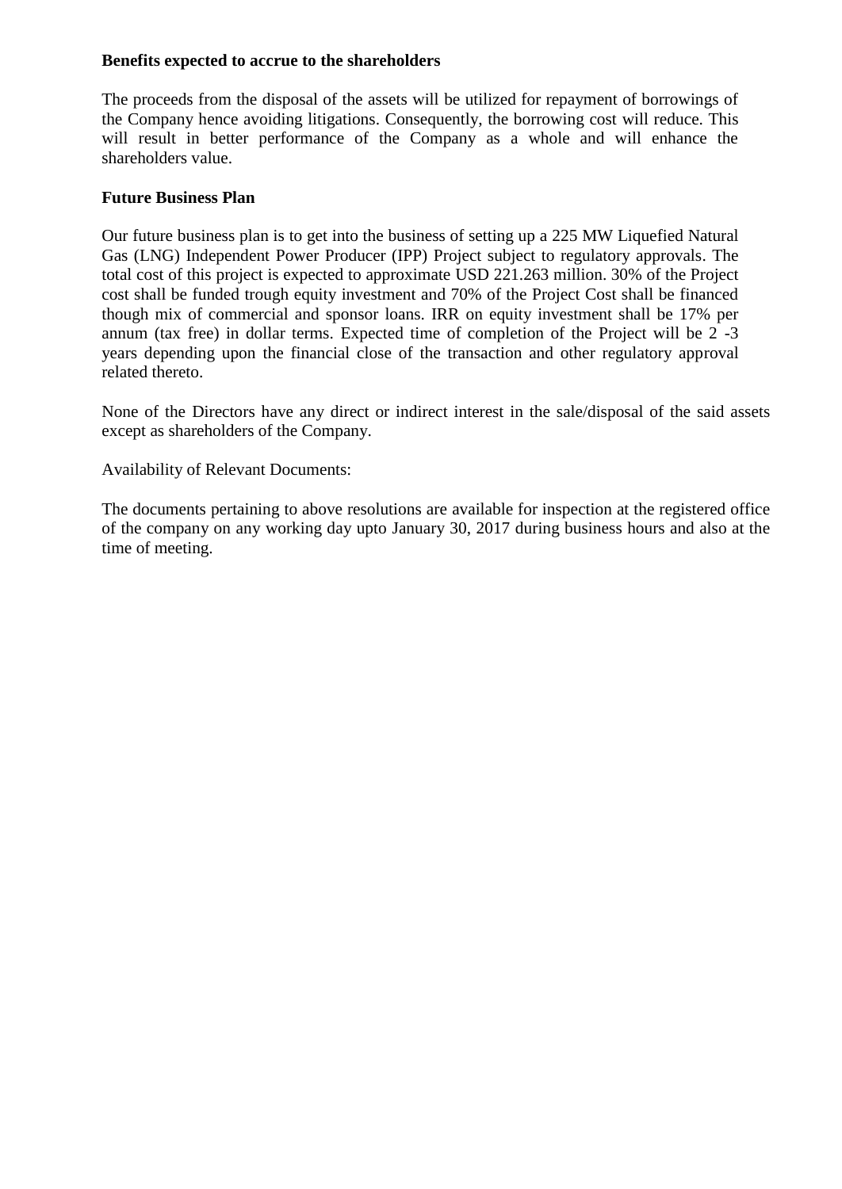**Benefits expected to accrue to the shareholders**

The proceeds from the disposal of the assets will be utilized for repayment of borrowings of the Company hence avoiding litigations. Consequently, the borrowing cost will reduce. This will result in better performance of the Company as a whole and will enhance the shareholders value.

**Future Business Plan**

Our future business plan is to get into the business of setting up a 225 MW Liquefied Natural Gas (LNG) Independent Power Producer (IPP) Project subject to regulatory approvals. The total cost of this project is expected to approximate USD 221.263 million. 30% of the Project cost shall be funded trough equity investment and 70% of the Project Cost shall be financed though mix of commercial and sponsor loans. IRR on equity investment shall be 17% per annum (tax free) in dollar terms. Expected time of completion of the Project will be 2 -3 years depending upon the financial close of the transaction and other regulatory approval related thereto.

None of the Directors have any direct or indirect interest in the sale/disposal of the said assets except as shareholders of the Company.

Availability of Relevant Documents:

The documents pertaining to above resolutions are available for inspection at the registered office of the company on any working day upto January 30, 2017 during business hours and also at the time of meeting.